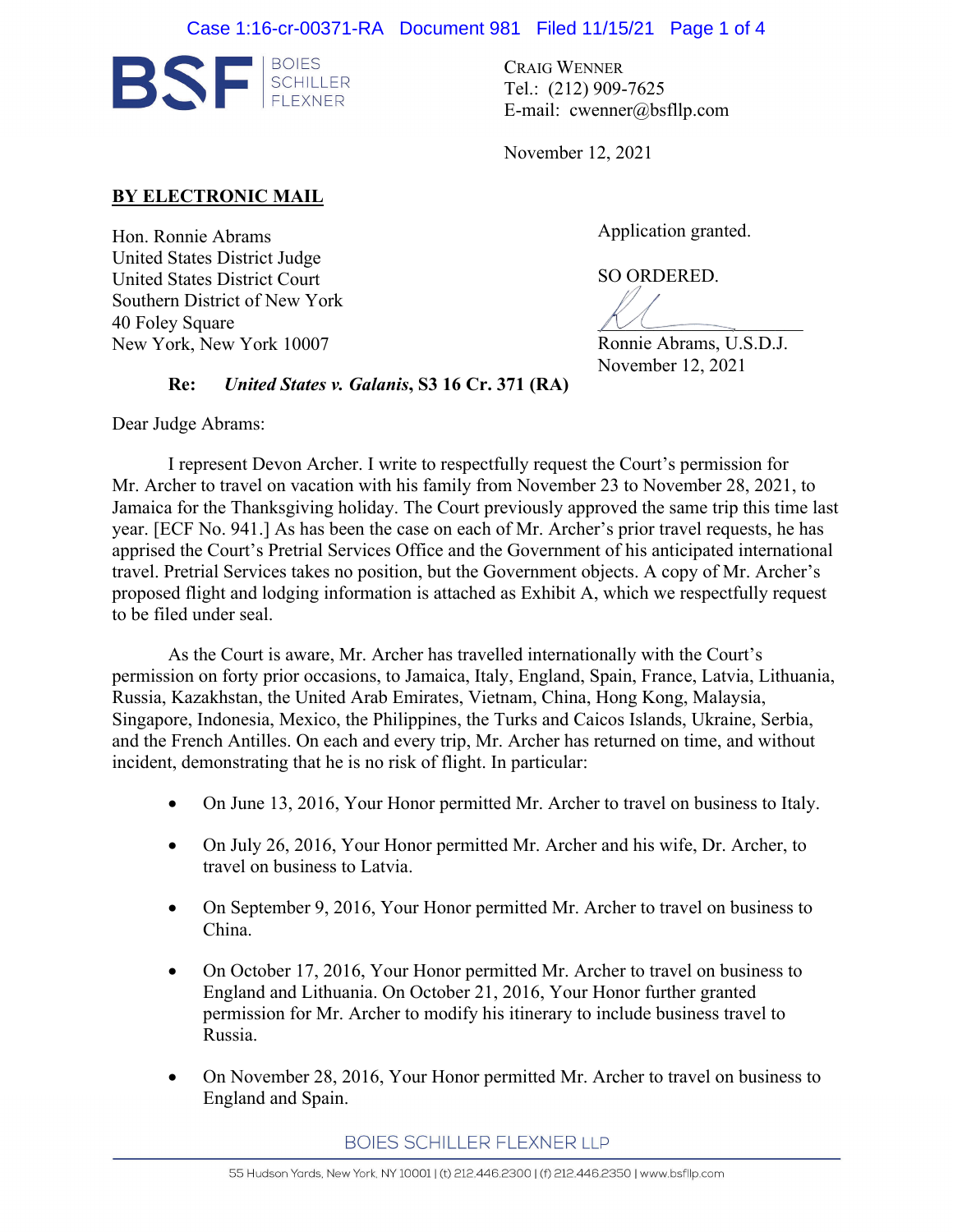BOIES SCHILLER FLEXNER

CRAIG WENNER
Tel.: (212) 909-7625
E-mail: cwenner@bsfllp.com

November 12, 2021

**BY ELECTRONIC MAIL**

Hon. Ronnie Abrams
United States District Judge
United States District Court
Southern District of New York
40 Foley Square
New York, New York 10007

Application granted.

SO ORDERED.

Ronnie Abrams, U.S.D.J.
November 12, 2021

**Re: *United States v. Galanis*, S3 16 Cr. 371 (RA)**

Dear Judge Abrams:

I represent Devon Archer. I write to respectfully request the Court's permission for Mr. Archer to travel on vacation with his family from November 23 to November 28, 2021, to Jamaica for the Thanksgiving holiday. The Court previously approved the same trip this time last year. [ECF No. 941.] As has been the case on each of Mr. Archer's prior travel requests, he has apprised the Court's Pretrial Services Office and the Government of his anticipated international travel. Pretrial Services takes no position, but the Government objects. A copy of Mr. Archer's proposed flight and lodging information is attached as Exhibit A, which we respectfully request to be filed under seal.

As the Court is aware, Mr. Archer has travelled internationally with the Court's permission on forty prior occasions, to Jamaica, Italy, England, Spain, France, Latvia, Lithuania, Russia, Kazakhstan, the United Arab Emirates, Vietnam, China, Hong Kong, Malaysia, Singapore, Indonesia, Mexico, the Philippines, the Turks and Caicos Islands, Ukraine, Serbia, and the French Antilles. On each and every trip, Mr. Archer has returned on time, and without incident, demonstrating that he is no risk of flight. In particular:

- On June 13, 2016, Your Honor permitted Mr. Archer to travel on business to Italy.
- On July 26, 2016, Your Honor permitted Mr. Archer and his wife, Dr. Archer, to travel on business to Latvia.
- On September 9, 2016, Your Honor permitted Mr. Archer to travel on business to China.
- On October 17, 2016, Your Honor permitted Mr. Archer to travel on business to England and Lithuania. On October 21, 2016, Your Honor further granted permission for Mr. Archer to modify his itinerary to include business travel to Russia.
- On November 28, 2016, Your Honor permitted Mr. Archer to travel on business to England and Spain.

BOIES SCHILLER FLEXNER LLP

55 Hudson Yards, New York, NY 10001 | (t) 212.446.2300 | (f) 212.446.2350 | www.bsfllp.com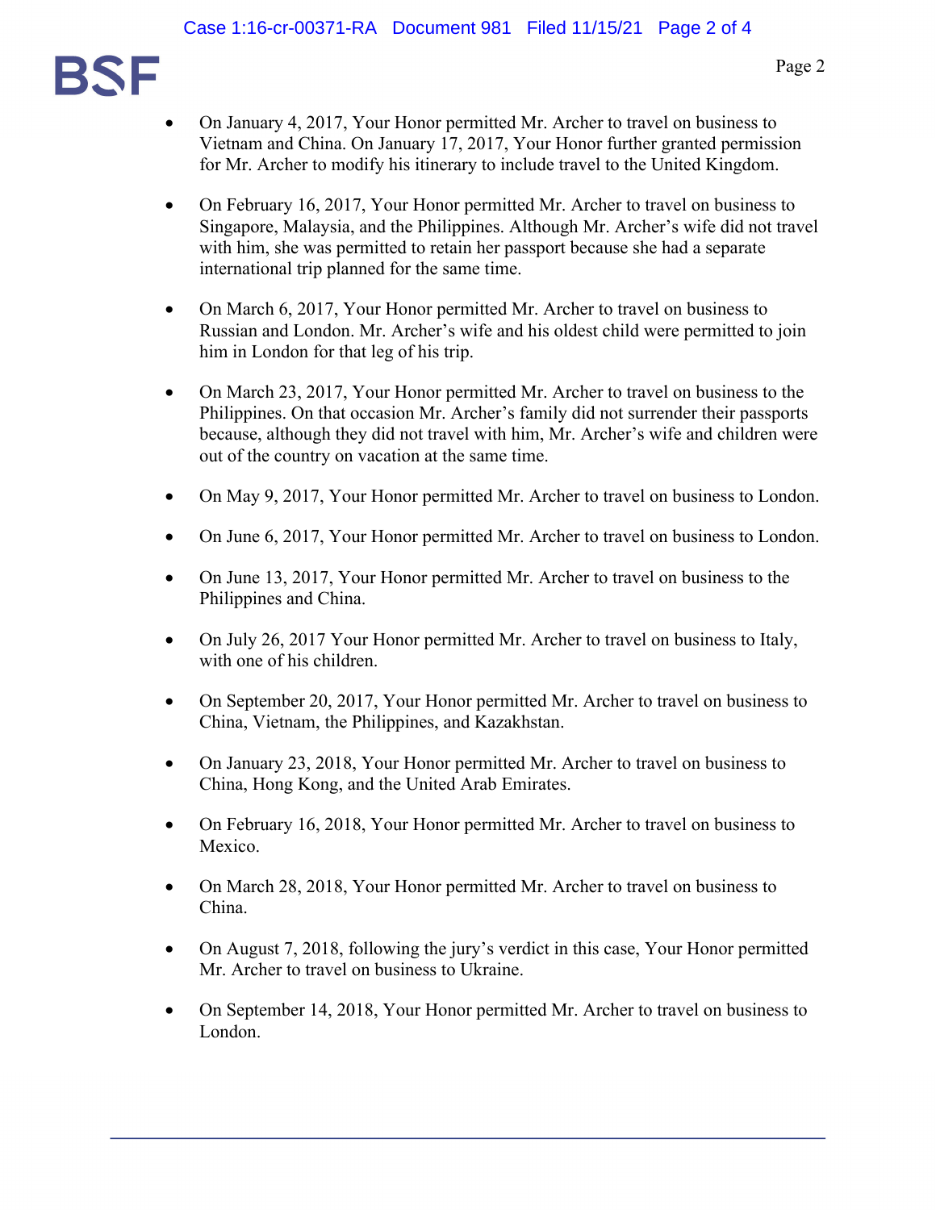- On January 4, 2017, Your Honor permitted Mr. Archer to travel on business to Vietnam and China. On January 17, 2017, Your Honor further granted permission for Mr. Archer to modify his itinerary to include travel to the United Kingdom.

- On February 16, 2017, Your Honor permitted Mr. Archer to travel on business to Singapore, Malaysia, and the Philippines. Although Mr. Archer's wife did not travel with him, she was permitted to retain her passport because she had a separate international trip planned for the same time.

- On March 6, 2017, Your Honor permitted Mr. Archer to travel on business to Russian and London. Mr. Archer's wife and his oldest child were permitted to join him in London for that leg of his trip.

- On March 23, 2017, Your Honor permitted Mr. Archer to travel on business to the Philippines. On that occasion Mr. Archer's family did not surrender their passports because, although they did not travel with him, Mr. Archer's wife and children were out of the country on vacation at the same time.

- On May 9, 2017, Your Honor permitted Mr. Archer to travel on business to London.

- On June 6, 2017, Your Honor permitted Mr. Archer to travel on business to London.

- On June 13, 2017, Your Honor permitted Mr. Archer to travel on business to the Philippines and China.

- On July 26, 2017 Your Honor permitted Mr. Archer to travel on business to Italy, with one of his children.

- On September 20, 2017, Your Honor permitted Mr. Archer to travel on business to China, Vietnam, the Philippines, and Kazakhstan.

- On January 23, 2018, Your Honor permitted Mr. Archer to travel on business to China, Hong Kong, and the United Arab Emirates.

- On February 16, 2018, Your Honor permitted Mr. Archer to travel on business to Mexico.

- On March 28, 2018, Your Honor permitted Mr. Archer to travel on business to China.

- On August 7, 2018, following the jury's verdict in this case, Your Honor permitted Mr. Archer to travel on business to Ukraine.

- On September 14, 2018, Your Honor permitted Mr. Archer to travel on business to London.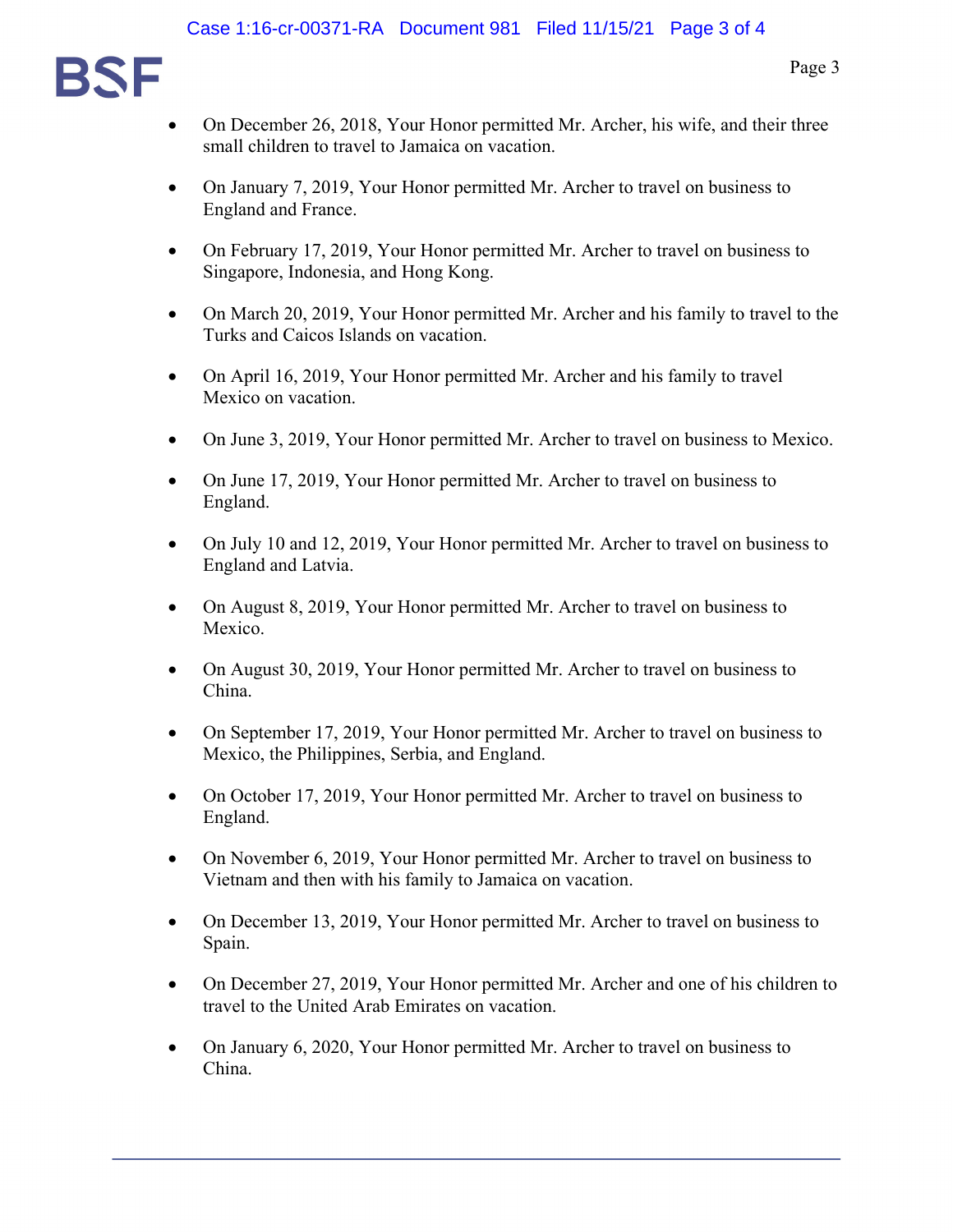- On December 26, 2018, Your Honor permitted Mr. Archer, his wife, and their three small children to travel to Jamaica on vacation.

- On January 7, 2019, Your Honor permitted Mr. Archer to travel on business to England and France.

- On February 17, 2019, Your Honor permitted Mr. Archer to travel on business to Singapore, Indonesia, and Hong Kong.

- On March 20, 2019, Your Honor permitted Mr. Archer and his family to travel to the Turks and Caicos Islands on vacation.

- On April 16, 2019, Your Honor permitted Mr. Archer and his family to travel Mexico on vacation.

- On June 3, 2019, Your Honor permitted Mr. Archer to travel on business to Mexico.

- On June 17, 2019, Your Honor permitted Mr. Archer to travel on business to England.

- On July 10 and 12, 2019, Your Honor permitted Mr. Archer to travel on business to England and Latvia.

- On August 8, 2019, Your Honor permitted Mr. Archer to travel on business to Mexico.

- On August 30, 2019, Your Honor permitted Mr. Archer to travel on business to China.

- On September 17, 2019, Your Honor permitted Mr. Archer to travel on business to Mexico, the Philippines, Serbia, and England.

- On October 17, 2019, Your Honor permitted Mr. Archer to travel on business to England.

- On November 6, 2019, Your Honor permitted Mr. Archer to travel on business to Vietnam and then with his family to Jamaica on vacation.

- On December 13, 2019, Your Honor permitted Mr. Archer to travel on business to Spain.

- On December 27, 2019, Your Honor permitted Mr. Archer and one of his children to travel to the United Arab Emirates on vacation.

- On January 6, 2020, Your Honor permitted Mr. Archer to travel on business to China.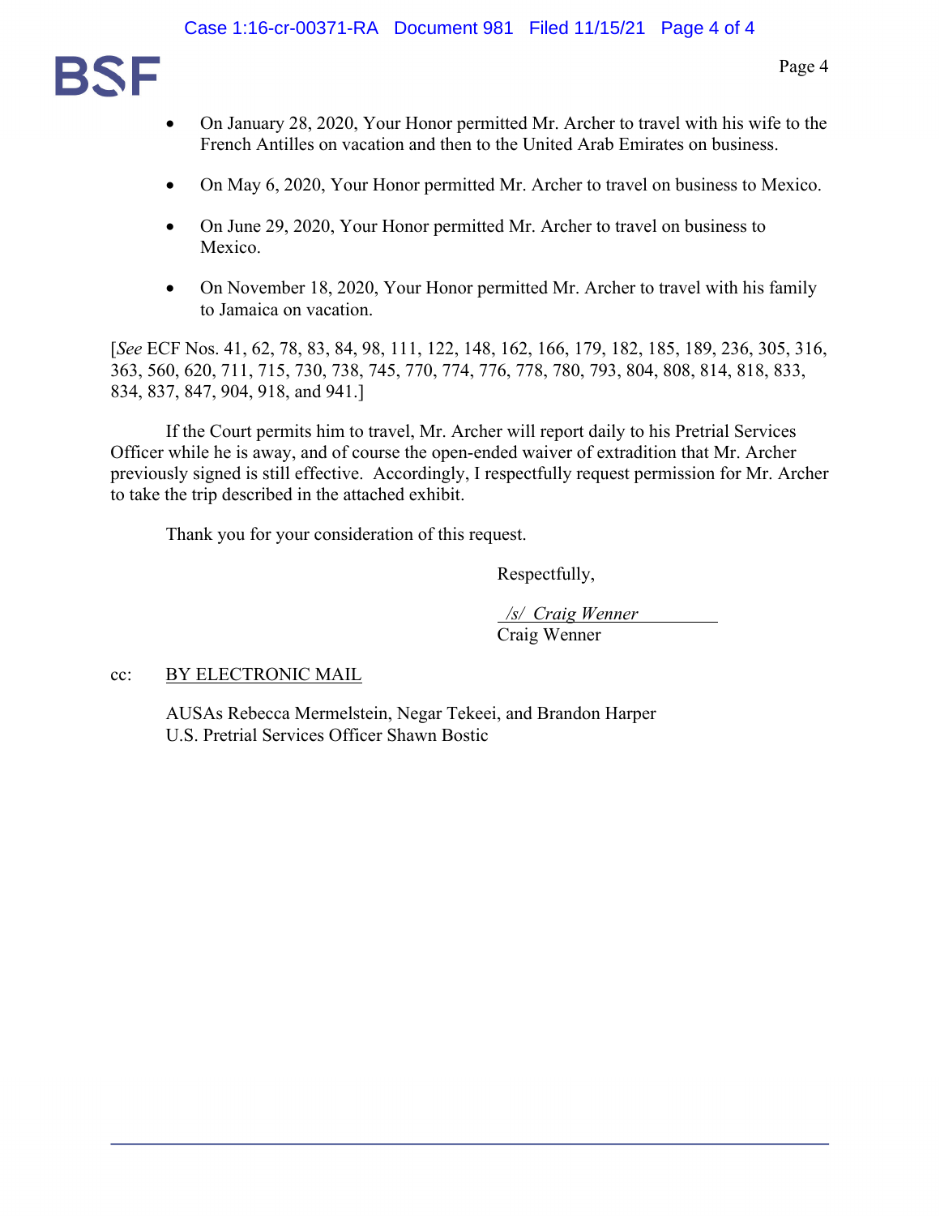- On January 28, 2020, Your Honor permitted Mr. Archer to travel with his wife to the French Antilles on vacation and then to the United Arab Emirates on business.

- On May 6, 2020, Your Honor permitted Mr. Archer to travel on business to Mexico.

- On June 29, 2020, Your Honor permitted Mr. Archer to travel on business to Mexico.

- On November 18, 2020, Your Honor permitted Mr. Archer to travel with his family to Jamaica on vacation.

[*See* ECF Nos. 41, 62, 78, 83, 84, 98, 111, 122, 148, 162, 166, 179, 182, 185, 189, 236, 305, 316, 363, 560, 620, 711, 715, 730, 738, 745, 770, 774, 776, 778, 780, 793, 804, 808, 814, 818, 833, 834, 837, 847, 904, 918, and 941.]

If the Court permits him to travel, Mr. Archer will report daily to his Pretrial Services Officer while he is away, and of course the open-ended waiver of extradition that Mr. Archer previously signed is still effective. Accordingly, I respectfully request permission for Mr. Archer to take the trip described in the attached exhibit.

Thank you for your consideration of this request.

Respectfully,

*/s/ Craig Wenner*
Craig Wenner

cc: BY ELECTRONIC MAIL

AUSAs Rebecca Mermelstein, Negar Tekeei, and Brandon Harper
U.S. Pretrial Services Officer Shawn Bostic